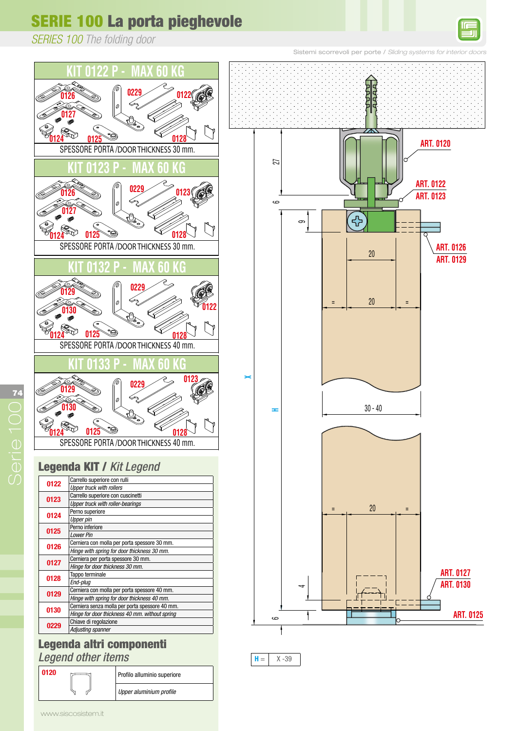# SERIE 100 La porta pieghevole

*SERIES 100 The folding door*

Sistemi scorrevoli per porte / *Sliding systems for interior doors*

## KIT 0122 P - MAX 60 KG

0126, 0127, 0124, 0125, 0229, 0122, 0128

SPESSORE PORTA /DOOR THICKNESS 30 mm.

## KIT 0123 P - MAX 60 KG

0126, 0127, 0124, 0125, 0229, 0123, 0128

SPESSORE PORTA /DOOR THICKNESS 30 mm.

## KIT 0132 P - MAX 60 KG

0129, 0130, 0124, 0125, 0229, 0122, 0128

SPESSORE PORTA /DOOR THICKNESS 40 mm.

## KIT 0133 P - MAX 60 KG

0129, 0130, 0124, 0125, 0229, 0123, 0128

SPESSORE PORTA /DOOR THICKNESS 40 mm.

## Legenda KIT / *Kit Legend*

| Art. | Descrizione / *Description* |
|---|---|
| 0122 | Carrello superiore con rulli / *Upper truck with rollers* |
| 0123 | Carrello superiore con cuscinetti / *Upper truck with roller-bearings* |
| 0124 | Perno superiore / *Upper pin* |
| 0125 | Perno inferiore / *Lower Pin* |
| 0126 | Cerniera con molla per porta spessore 30 mm. / *Hinge with spring for door thickness 30 mm.* |
| 0127 | Cerniera per porta spessore 30 mm. / *Hinge for door thickness 30 mm.* |
| 0128 | Tappo terminale / *End-plug* |
| 0129 | Cerniera con molla per porta spessore 40 mm. / *Hinge with spring for door thickness 40 mm.* |
| 0130 | Cerniera senza molla per porta spessore 40 mm. / *Hinge for door thickness 40 mm. without spring* |
| 0229 | Chiave di regolazione / *Adjusting spanner* |

## Legenda altri componenti

*Legend other items*

| Art. | Descrizione / *Description* |
|---|---|
| 0120 | Profilo alluminio superiore / *Upper aluminium profile* |

ART. 0120

ART. 0122
ART. 0123

ART. 0126
ART. 0129

ART. 0127
ART. 0130

ART. 0125

27, 6, 9, 20, 20, 30 - 40, 20, 4, 6, X, H

| H = | X -39 |
|---|---|

www.siscosistem.it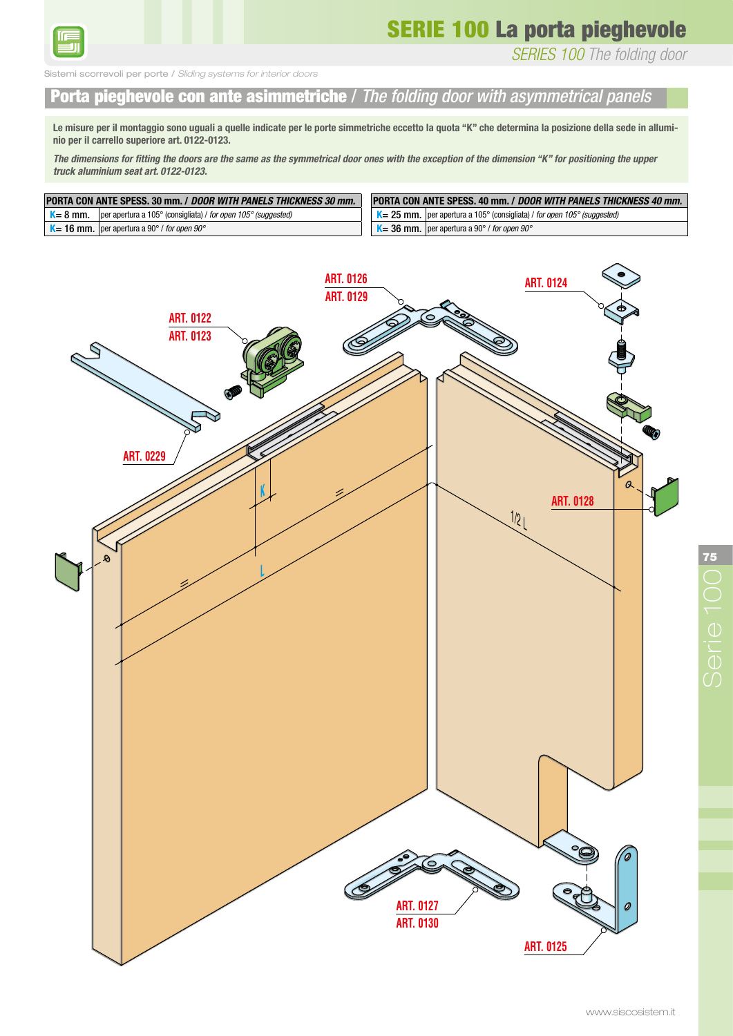# SERIE 100 La porta pieghevole

*SERIES 100 The folding door*

Sistemi scorrevoli per porte / *Sliding systems for interior doors*

## Porta pieghevole con ante asimmetriche / *The folding door with asymmetrical panels*

**Le misure per il montaggio sono uguali a quelle indicate per le porte simmetriche eccetto la quota "K" che determina la posizione della sede in alluminio per il carrello superiore art. 0122-0123.**

***The dimensions for fitting the doors are the same as the symmetrical door ones with the exception of the dimension "K" for positioning the upper truck aluminium seat art. 0122-0123.***

| PORTA CON ANTE SPESS. 30 mm. / *DOOR WITH PANELS THICKNESS 30 mm.* | |
|---|---|
| K= 8 mm. | per apertura a 105° (consigliata) / *for open 105° (suggested)* |
| K= 16 mm. | per apertura a 90° / *for open 90°* |

| PORTA CON ANTE SPESS. 40 mm. / *DOOR WITH PANELS THICKNESS 40 mm.* | |
|---|---|
| K= 25 mm. | per apertura a 105° (consigliata) / *for open 105° (suggested)* |
| K= 36 mm. | per apertura a 90° / *for open 90°* |

ART. 0126
ART. 0129
ART. 0124
ART. 0122
ART. 0123
ART. 0229
ART. 0128
K
L
1/2 L
ART. 0127
ART. 0130
ART. 0125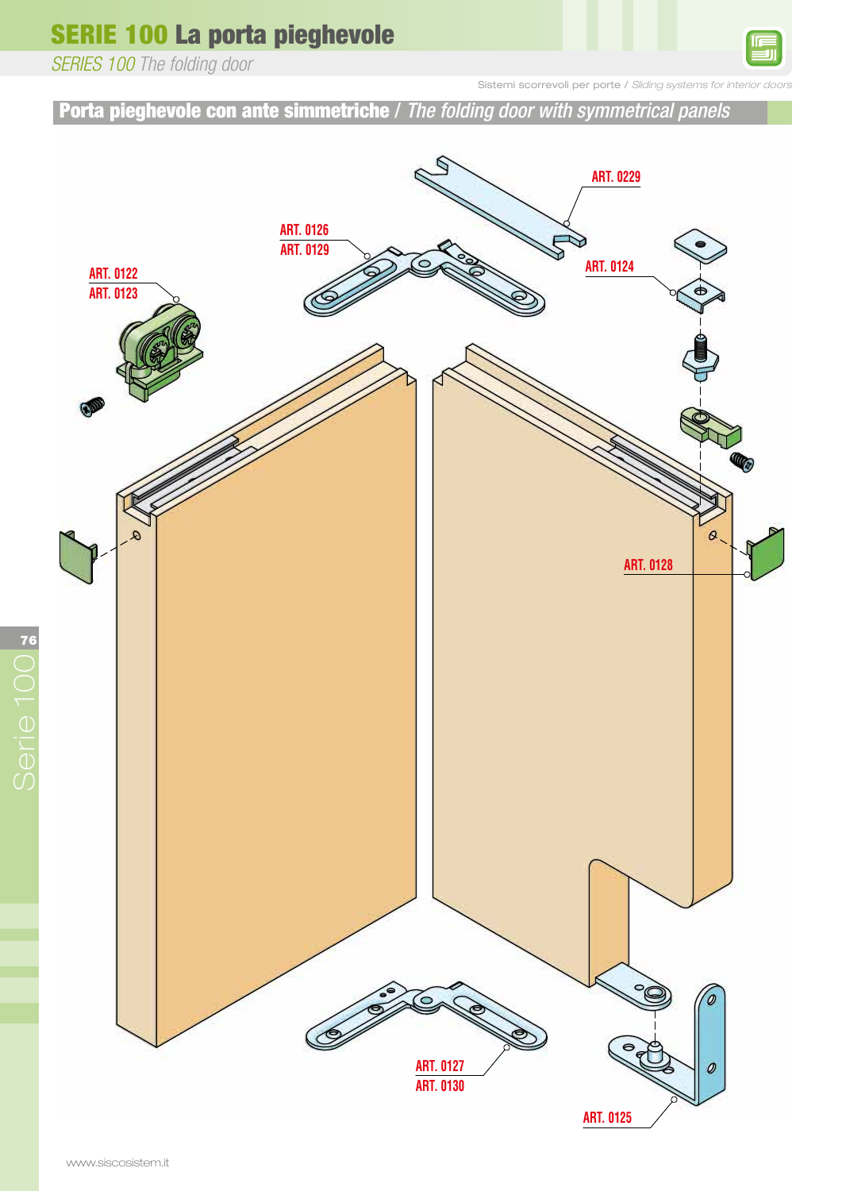# SERIE 100 La porta pieghevole

*SERIES 100 The folding door*

Sistemi scorrevoli per porte / *Sliding systems for interior doors*

## Porta pieghevole con ante simmetriche / *The folding door with symmetrical panels*

ART. 0229

ART. 0126
ART. 0129

ART. 0124

ART. 0122
ART. 0123

ART. 0128

ART. 0127
ART. 0130

ART. 0125

www.siscosistem.it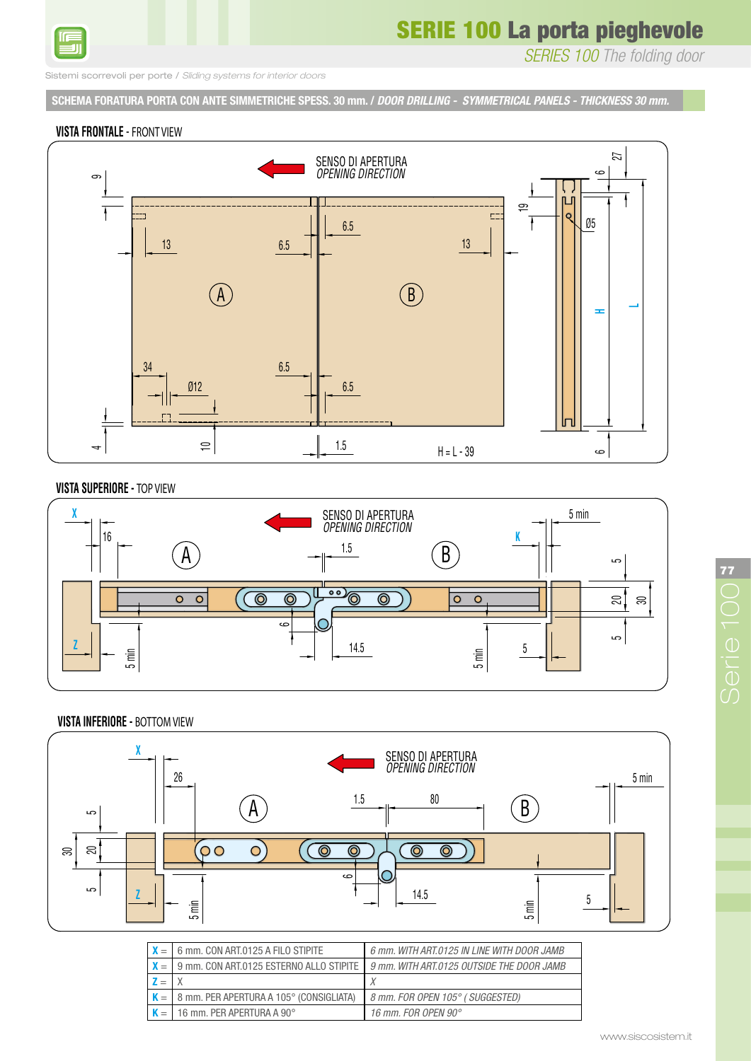# SERIE 100 La porta pieghevole

*SERIES 100 The folding door*

Sistemi scorrevoli per porte / *Sliding systems for interior doors*

## SCHEMA FORATURA PORTA CON ANTE SIMMETRICHE SPESS. 30 mm. / *DOOR DRILLING - SYMMETRICAL PANELS - THICKNESS 30 mm.*

### VISTA FRONTALE - FRONT VIEW

SENSO DI APERTURA
*OPENING DIRECTION*

H = L - 39

### VISTA SUPERIORE - TOP VIEW

SENSO DI APERTURA
*OPENING DIRECTION*

### VISTA INFERIORE - BOTTOM VIEW

SENSO DI APERTURA
*OPENING DIRECTION*

| | | |
|---|---|---|
| **X** = | 6 mm. CON ART.0125 A FILO STIPITE | *6 mm. WITH ART.0125 IN LINE WITH DOOR JAMB* |
| **X** = | 9 mm. CON ART.0125 ESTERNO ALLO STIPITE | *9 mm. WITH ART.0125 OUTSIDE THE DOOR JAMB* |
| **Z** = | X | *X* |
| **K** = | 8 mm. PER APERTURA A 105° (CONSIGLIATA) | *8 mm. FOR OPEN 105° ( SUGGESTED)* |
| **K** = | 16 mm. PER APERTURA A 90° | *16 mm. FOR OPEN 90°* |

www.siscosistem.it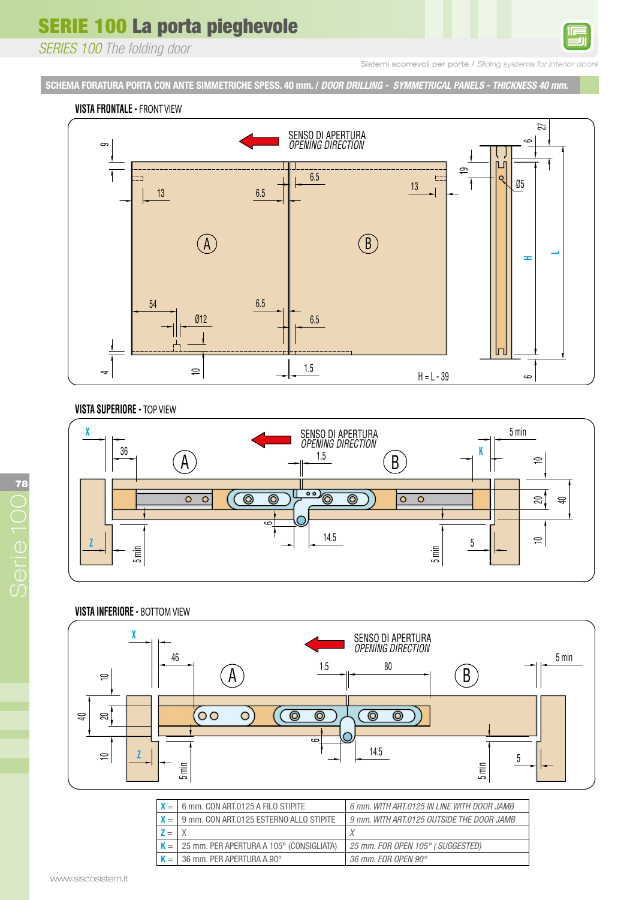# SERIE 100 La porta pieghevole

*SERIES 100 The folding door*

Sistemi scorrevoli per porte / *Sliding systems for interior doors*

## SCHEMA FORATURA PORTA CON ANTE SIMMETRICHE SPESS. 40 mm. / *DOOR DRILLING - SYMMETRICAL PANELS - THICKNESS 40 mm.*

### VISTA FRONTALE - FRONT VIEW

SENSO DI APERTURA
*OPENING DIRECTION*

A B

9, 13, 6.5, 6.5, 13, 19, 6, 27, Ø5, H, L, 54, 6.5, Ø12, 6.5, 4, 10, 1.5, 6

H = L - 39

### VISTA SUPERIORE - TOP VIEW

SENSO DI APERTURA
*OPENING DIRECTION*

X, 36, A, 1.5, B, K, 5 min, 10, 20, 40, 6, 14.5, Z, 5 min, 5 min, 5, 10

### VISTA INFERIORE - BOTTOM VIEW

SENSO DI APERTURA
*OPENING DIRECTION*

X, 46, A, 1.5, 80, B, 5 min, 10, 40, 20, 6, 14.5, 10, Z, 5 min, 5 min, 5

| | | |
|---|---|---|
| **X** = | 6 mm. CON ART.0125 A FILO STIPITE | *6 mm. WITH ART.0125 IN LINE WITH DOOR JAMB* |
| **X** = | 9 mm. CON ART.0125 ESTERNO ALLO STIPITE | *9 mm. WITH ART.0125 OUTSIDE THE DOOR JAMB* |
| **Z** = | X | *X* |
| **K** = | 25 mm. PER APERTURA A 105° (CONSIGLIATA) | *25 mm. FOR OPEN 105° ( SUGGESTED)* |
| **K** = | 36 mm. PER APERTURA A 90° | *36 mm. FOR OPEN 90°* |

www.siscosistem.it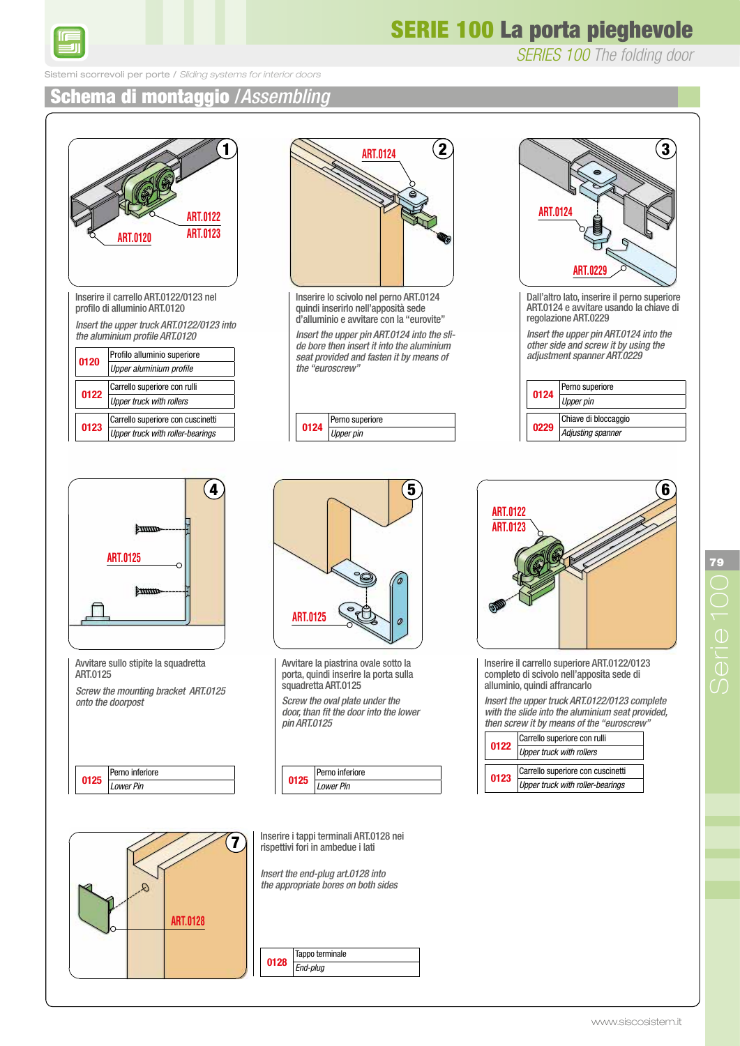# SERIE 100 La porta pieghevole

*SERIES 100 The folding door*

Sistemi scorrevoli per porte / *Sliding systems for interior doors*

## Schema di montaggio /*Assembling*

### 1

ART.0122
ART.0123
ART.0120

Inserire il carrello ART.0122/0123 nel profilo di alluminio ART.0120

*Insert the upper truck ART.0122/0123 into the aluminium profile ART.0120*

| | |
|---|---|
| 0120 | Profilo alluminio superiore / *Upper aluminium profile* |
| 0122 | Carrello superiore con rulli / *Upper truck with rollers* |
| 0123 | Carrello superiore con cuscinetti / *Upper truck with roller-bearings* |

### 2

ART.0124

Inserire lo scivolo nel perno ART.0124 quindi inserirlo nell'apposita sede d'alluminio e avvitare con la "eurovite"

*Insert the upper pin ART.0124 into the slide bore then insert it into the aluminium seat provided and fasten it by means of the "euroscrew"*

| | |
|---|---|
| 0124 | Perno superiore / *Upper pin* |

### 3

ART.0124
ART.0229

Dall'altro lato, inserire il perno superiore ART.0124 e avvitare usando la chiave di regolazione ART.0229

*Insert the upper pin ART.0124 into the other side and screw it by using the adjustment spanner ART.0229*

| | |
|---|---|
| 0124 | Perno superiore / *Upper pin* |
| 0229 | Chiave di bloccaggio / *Adjusting spanner* |

### 4

ART.0125

Avvitare sullo stipite la squadretta ART.0125

*Screw the mounting bracket ART.0125 onto the doorpost*

| | |
|---|---|
| 0125 | Perno inferiore / *Lower Pin* |

### 5

ART.0125

Avvitare la piastrina ovale sotto la porta, quindi inserire la porta sulla squadretta ART.0125

*Screw the oval plate under the door, than fit the door into the lower pin ART.0125*

| | |
|---|---|
| 0125 | Perno inferiore / *Lower Pin* |

### 6

ART.0122
ART.0123

Inserire il carrello superiore ART.0122/0123 completo di scivolo nell'apposita sede di alluminio, quindi affrancarlo

*Insert the upper truck ART.0122/0123 complete with the slide into the aluminium seat provided, then screw it by means of the "euroscrew"*

| | |
|---|---|
| 0122 | Carrello superiore con rulli / *Upper truck with rollers* |
| 0123 | Carrello superiore con cuscinetti / *Upper truck with roller-bearings* |

### 7

ART.0128

Inserire i tappi terminali ART.0128 nei rispettivi fori in ambedue i lati

*Insert the end-plug art.0128 into the appropriate bores on both sides*

| | |
|---|---|
| 0128 | Tappo terminale / *End-plug* |

Serie 100

www.siscosistem.it